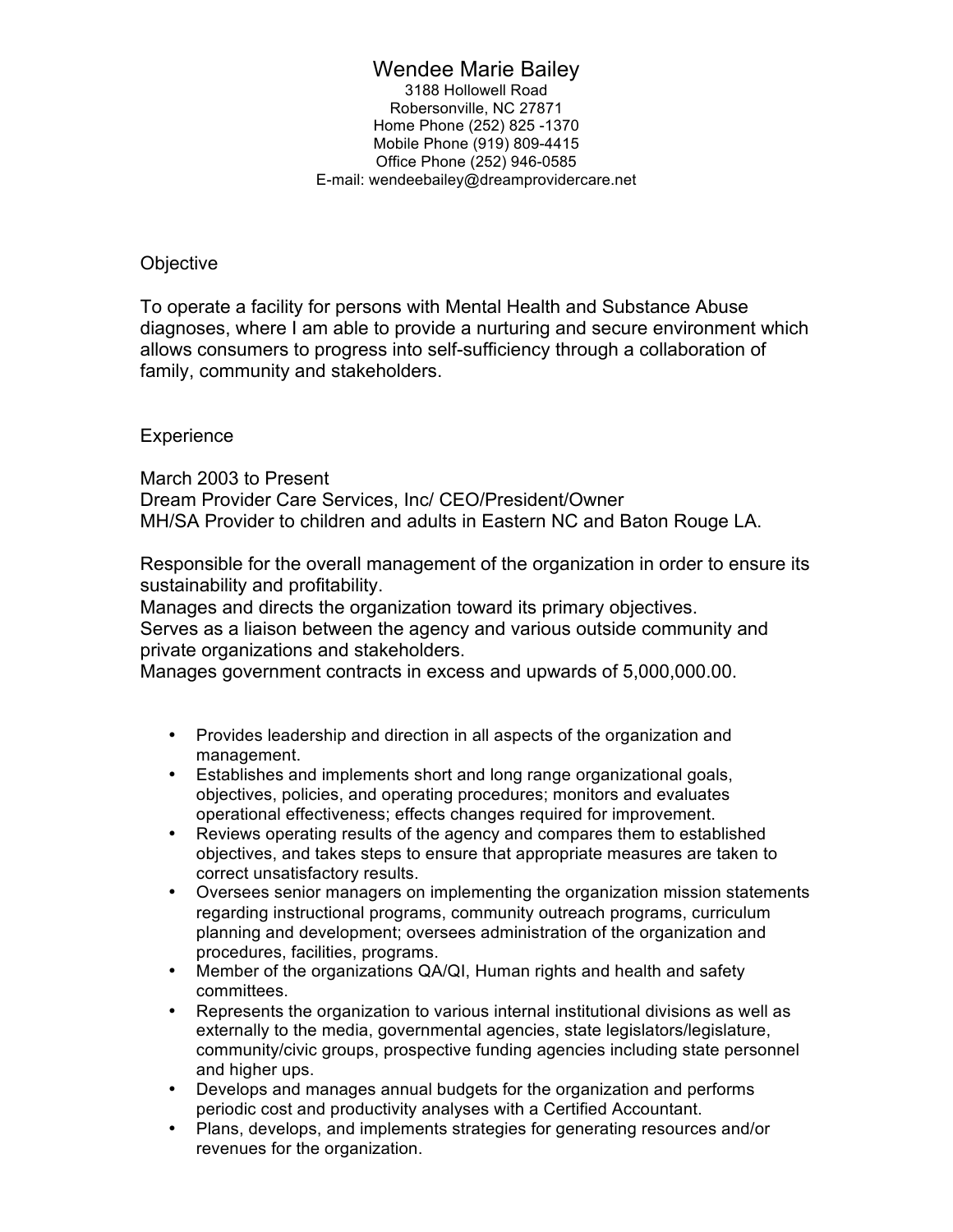# Wendee Marie Bailey

3188 Hollowell Road
Robersonville, NC 27871
Home Phone (252) 825 -1370
Mobile Phone (919) 809-4415
Office Phone (252) 946-0585
E-mail: wendeebailey@dreamprovidercare.net

## Objective

To operate a facility for persons with Mental Health and Substance Abuse diagnoses, where I am able to provide a nurturing and secure environment which allows consumers to progress into self-sufficiency through a collaboration of family, community and stakeholders.

## Experience

March 2003 to Present
Dream Provider Care Services, Inc/ CEO/President/Owner
MH/SA Provider to children and adults in Eastern NC and Baton Rouge LA.

Responsible for the overall management of the organization in order to ensure its sustainability and profitability.
Manages and directs the organization toward its primary objectives.
Serves as a liaison between the agency and various outside community and private organizations and stakeholders.
Manages government contracts in excess and upwards of 5,000,000.00.

- Provides leadership and direction in all aspects of the organization and management.
- Establishes and implements short and long range organizational goals, objectives, policies, and operating procedures; monitors and evaluates operational effectiveness; effects changes required for improvement.
- Reviews operating results of the agency and compares them to established objectives, and takes steps to ensure that appropriate measures are taken to correct unsatisfactory results.
- Oversees senior managers on implementing the organization mission statements regarding instructional programs, community outreach programs, curriculum planning and development; oversees administration of the organization and procedures, facilities, programs.
- Member of the organizations QA/QI, Human rights and health and safety committees.
- Represents the organization to various internal institutional divisions as well as externally to the media, governmental agencies, state legislators/legislature, community/civic groups, prospective funding agencies including state personnel and higher ups.
- Develops and manages annual budgets for the organization and performs periodic cost and productivity analyses with a Certified Accountant.
- Plans, develops, and implements strategies for generating resources and/or revenues for the organization.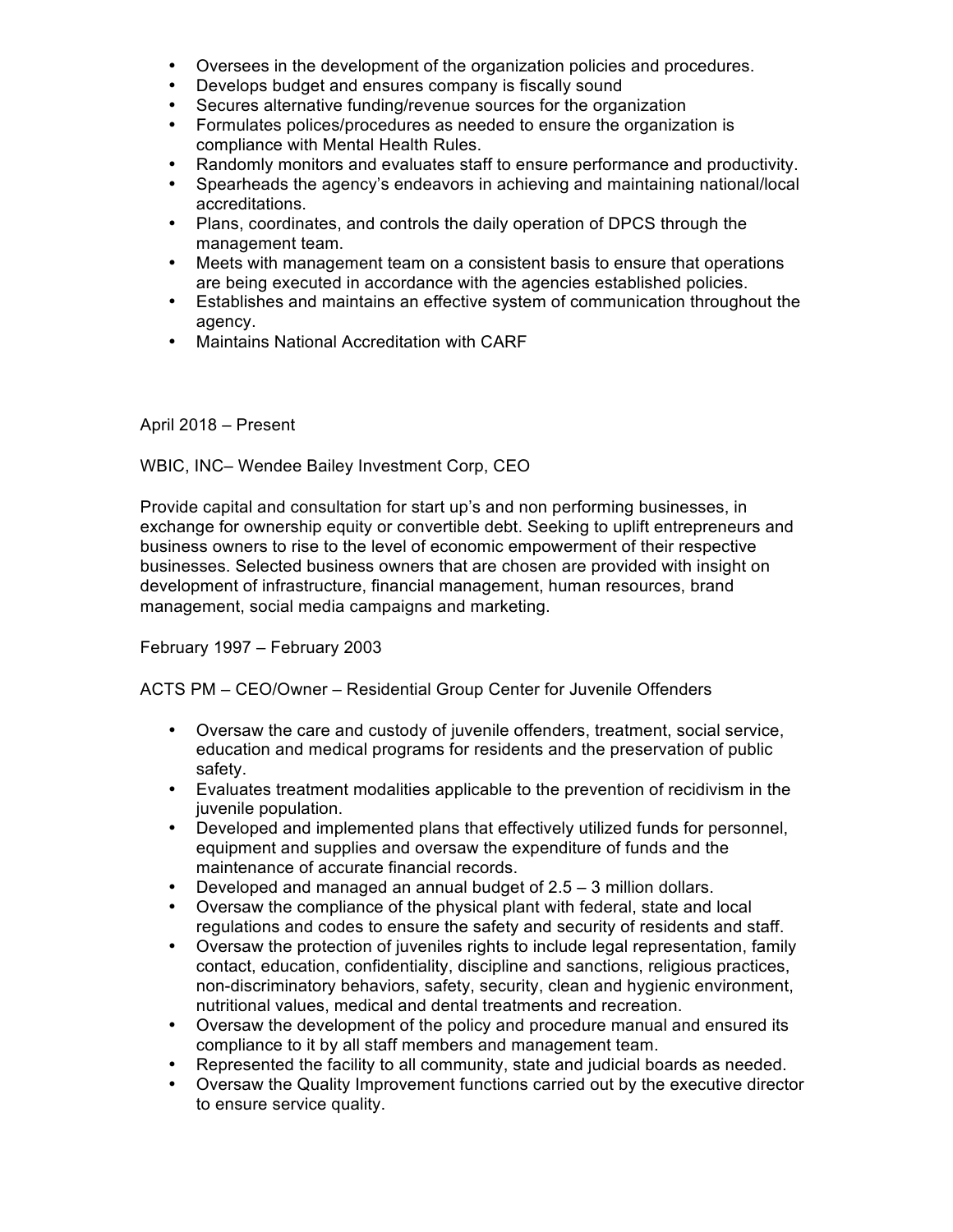- Oversees in the development of the organization policies and procedures.
- Develops budget and ensures company is fiscally sound
- Secures alternative funding/revenue sources for the organization
- Formulates polices/procedures as needed to ensure the organization is compliance with Mental Health Rules.
- Randomly monitors and evaluates staff to ensure performance and productivity.
- Spearheads the agency's endeavors in achieving and maintaining national/local accreditations.
- Plans, coordinates, and controls the daily operation of DPCS through the management team.
- Meets with management team on a consistent basis to ensure that operations are being executed in accordance with the agencies established policies.
- Establishes and maintains an effective system of communication throughout the agency.
- Maintains National Accreditation with CARF

April 2018 – Present

WBIC, INC– Wendee Bailey Investment Corp, CEO

Provide capital and consultation for start up's and non performing businesses, in exchange for ownership equity or convertible debt. Seeking to uplift entrepreneurs and business owners to rise to the level of economic empowerment of their respective businesses. Selected business owners that are chosen are provided with insight on development of infrastructure, financial management, human resources, brand management, social media campaigns and marketing.

February 1997 – February 2003

ACTS PM – CEO/Owner – Residential Group Center for Juvenile Offenders

- Oversaw the care and custody of juvenile offenders, treatment, social service, education and medical programs for residents and the preservation of public safety.
- Evaluates treatment modalities applicable to the prevention of recidivism in the juvenile population.
- Developed and implemented plans that effectively utilized funds for personnel, equipment and supplies and oversaw the expenditure of funds and the maintenance of accurate financial records.
- Developed and managed an annual budget of 2.5 – 3 million dollars.
- Oversaw the compliance of the physical plant with federal, state and local regulations and codes to ensure the safety and security of residents and staff.
- Oversaw the protection of juveniles rights to include legal representation, family contact, education, confidentiality, discipline and sanctions, religious practices, non-discriminatory behaviors, safety, security, clean and hygienic environment, nutritional values, medical and dental treatments and recreation.
- Oversaw the development of the policy and procedure manual and ensured its compliance to it by all staff members and management team.
- Represented the facility to all community, state and judicial boards as needed.
- Oversaw the Quality Improvement functions carried out by the executive director to ensure service quality.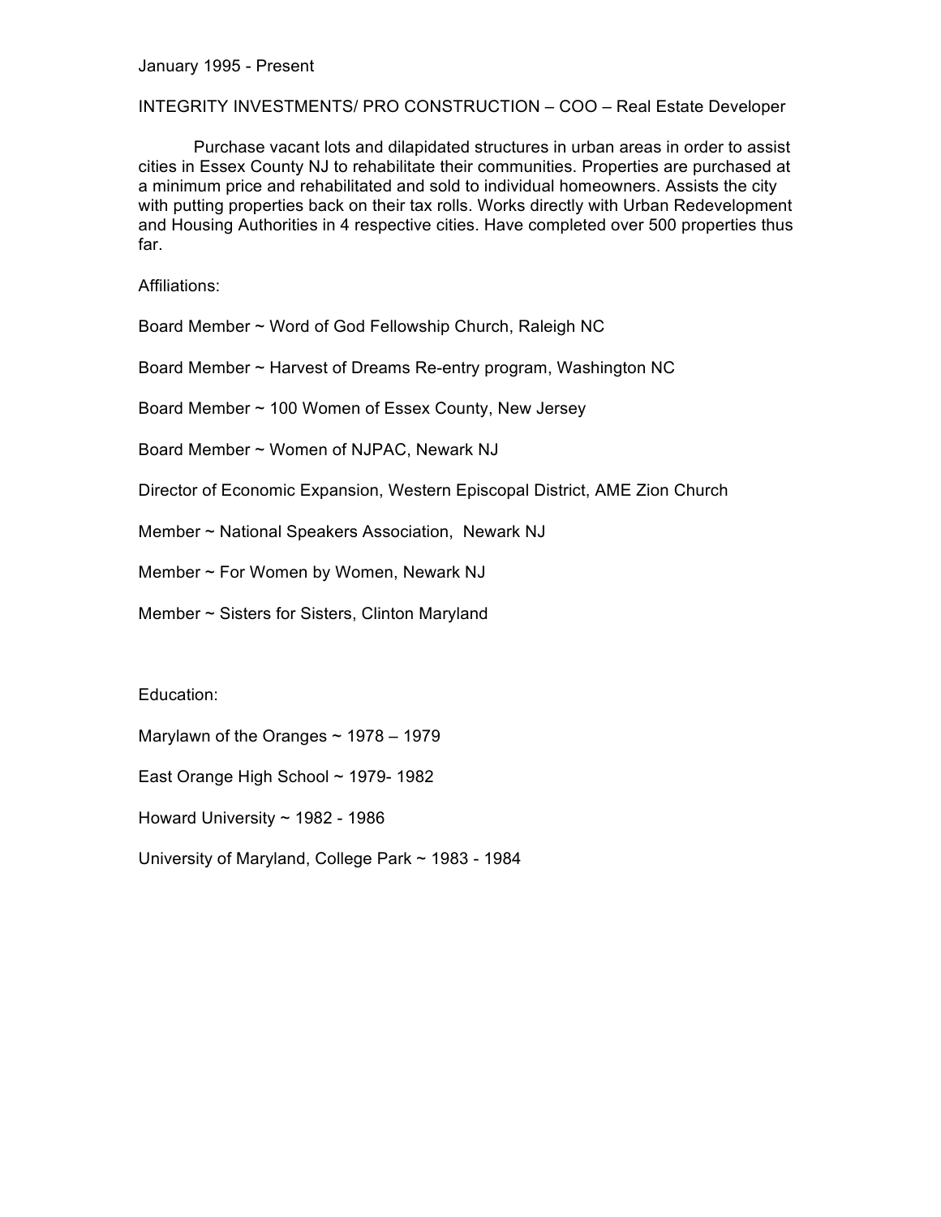January 1995 - Present

INTEGRITY INVESTMENTS/ PRO CONSTRUCTION – COO – Real Estate Developer

Purchase vacant lots and dilapidated structures in urban areas in order to assist cities in Essex County NJ to rehabilitate their communities. Properties are purchased at a minimum price and rehabilitated and sold to individual homeowners. Assists the city with putting properties back on their tax rolls. Works directly with Urban Redevelopment and Housing Authorities in 4 respective cities. Have completed over 500 properties thus far.

Affiliations:

Board Member ~ Word of God Fellowship Church, Raleigh NC

Board Member ~ Harvest of Dreams Re-entry program, Washington NC

Board Member ~ 100 Women of Essex County, New Jersey

Board Member ~ Women of NJPAC, Newark NJ

Director of Economic Expansion, Western Episcopal District, AME Zion Church

Member ~ National Speakers Association, Newark NJ

Member ~ For Women by Women, Newark NJ

Member ~ Sisters for Sisters, Clinton Maryland

Education:

Marylawn of the Oranges ~ 1978 – 1979

East Orange High School ~ 1979- 1982

Howard University ~ 1982 - 1986

University of Maryland, College Park ~ 1983 - 1984